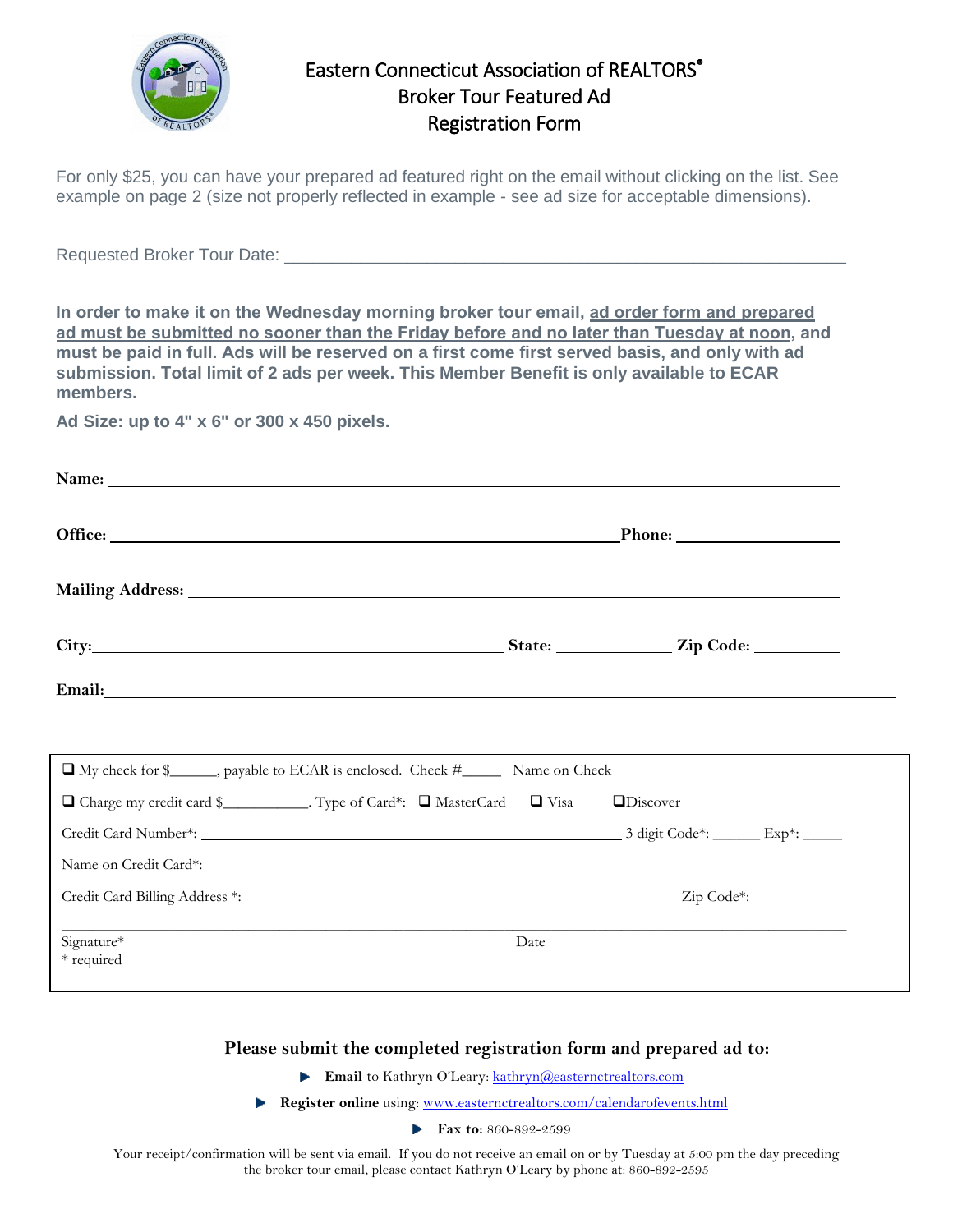# Eastern Connecticut Association of REALTORS®
# Broker Tour Featured Ad
# Registration Form

For only $25, you can have your prepared ad featured right on the email without clicking on the list. See example on page 2 (size not properly reflected in example - see ad size for acceptable dimensions).

Requested Broker Tour Date: ___________________________________________________________

**In order to make it on the Wednesday morning broker tour email, <u>ad order form and prepared ad must be submitted no sooner than the Friday before and no later than Tuesday at noon</u>, and must be paid in full. Ads will be reserved on a first come first served basis, and only with ad submission. Total limit of 2 ads per week. This Member Benefit is only available to ECAR members.**

**Ad Size: up to 4" x 6" or 300 x 450 pixels.**

**Name:** ___________________________________________________________

**Office:** ___________________________________________ **Phone:** __________________

**Mailing Address:** ___________________________________________________________

**City:** ____________________________________ **State:** ____________ **Zip Code:** __________

**Email:** ___________________________________________________________

---

❑ My check for $______, payable to ECAR is enclosed. Check #_____ Name on Check

❑ Charge my credit card $___________. Type of Card*: ❑ MasterCard ❑ Visa ❑Discover

Credit Card Number*: _______________________________________ 3 digit Code*: ______ Exp*: _____

Name on Credit Card*: ___________________________________________________________

Credit Card Billing Address *: ______________________________________ Zip Code*: ___________

___________________________________________________________

Signature* Date

\* required

---

**Please submit the completed registration form and prepared ad to:**

- **Email** to Kathryn O'Leary: kathryn@easternctrealtors.com
- **Register online** using: www.easternctrealtors.com/calendarofevents.html
- **Fax to:** 860-892-2599

Your receipt/confirmation will be sent via email. If you do not receive an email on or by Tuesday at 5:00 pm the day preceding the broker tour email, please contact Kathryn O'Leary by phone at: 860-892-2595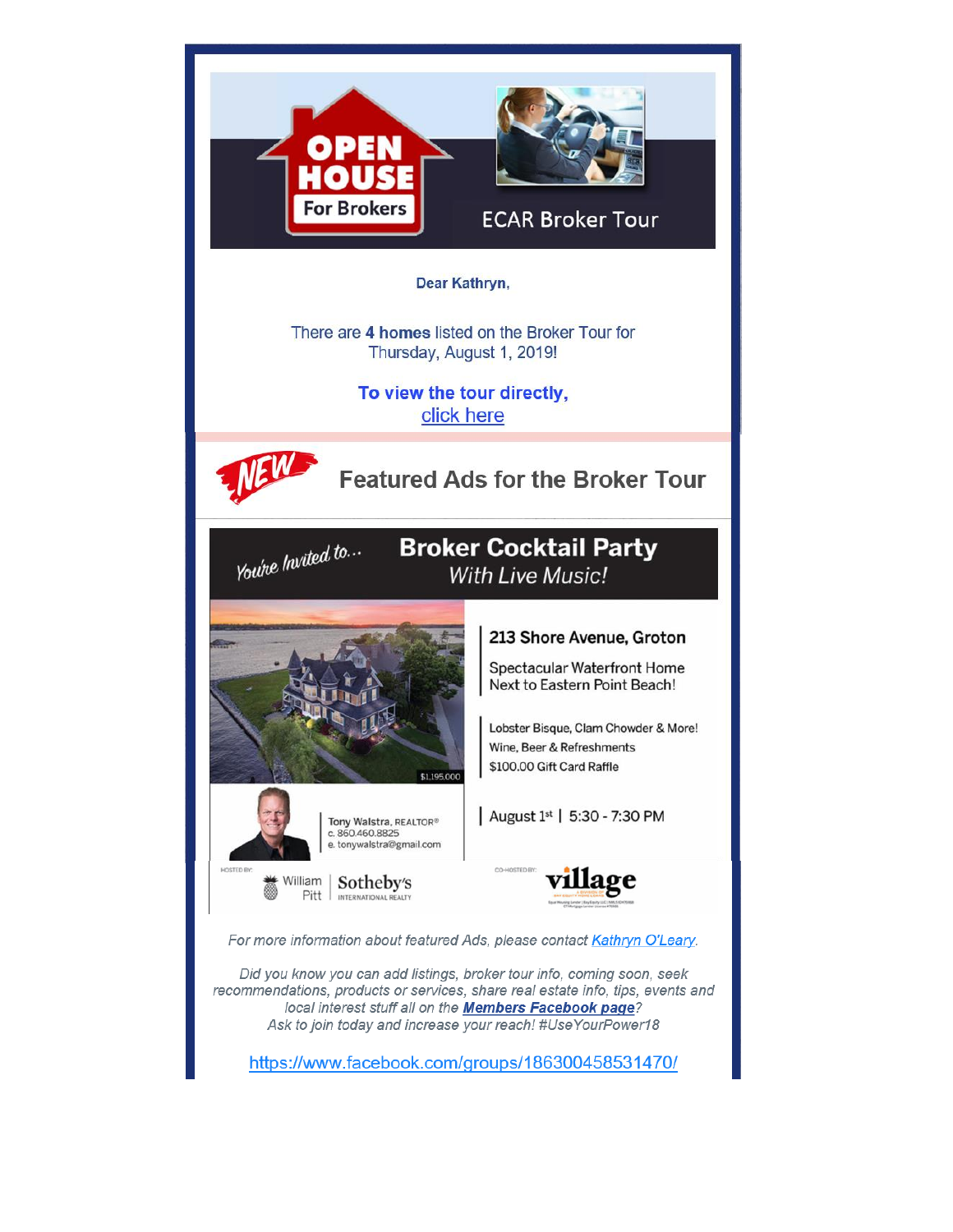**OPEN HOUSE For Brokers**

**ECAR Broker Tour**

**Dear Kathryn,**

There are **4 homes** listed on the Broker Tour for Thursday, August 1, 2019!

**To view the tour directly,**
click here

## NEW Featured Ads for the Broker Tour

*You're Invited to...*

**Broker Cocktail Party**
*With Live Music!*

**213 Shore Avenue, Groton**

Spectacular Waterfront Home Next to Eastern Point Beach!

Lobster Bisque, Clam Chowder & More!
Wine, Beer & Refreshments
$100.00 Gift Card Raffle

$1,195,000

August 1st | 5:30 - 7:30 PM

Tony Walstra, REALTOR®
c. 860.460.8825
e. tonywalstra@gmail.com

HOSTED BY: William Pitt | Sotheby's INTERNATIONAL REALTY

CO-HOSTED BY: village

*For more information about featured Ads, please contact Kathryn O'Leary.*

*Did you know you can add listings, broker tour info, coming soon, seek recommendations, products or services, share real estate info, tips, events and local interest stuff all on the* ***Members Facebook page****?*
*Ask to join today and increase your reach! #UseYourPower18*

https://www.facebook.com/groups/186300458531470/